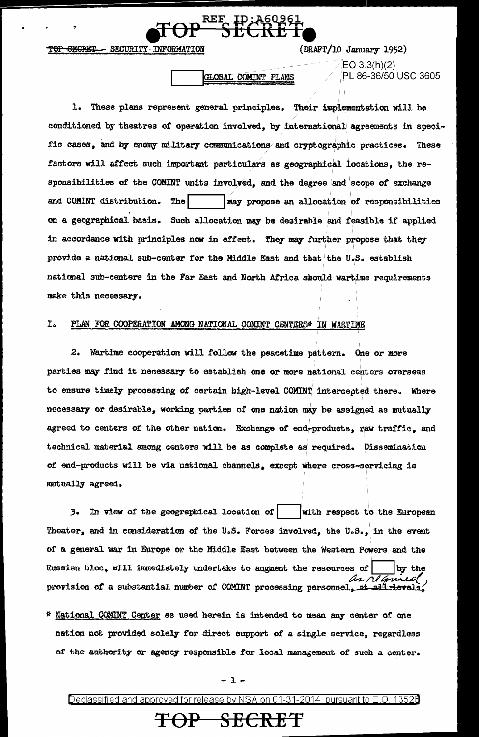TOP SECRET - SECURITY INFORMATION (DRAFT/10 January 1952)

EO 3.3(h)(2)
PL 86-36/50 USC 3605

## [ ] GLOBAL COMINT PLANS

1. These plans represent general principles. Their implementation will be conditioned by theatres of operation involved, by international agreements in specific cases, and by enemy military communications and cryptographic practices. These factors will affect such important particulars as geographical locations, the responsibilities of the COMINT units involved, and the degree and scope of exchange and COMINT distribution. The [ ] may propose an allocation of responsibilities on a geographical basis. Such allocation may be desirable and feasible if applied in accordance with principles now in effect. They may further propose that they provide a national sub-center for the Middle East and that the U.S. establish national sub-centers in the Far East and North Africa should wartime requirements make this necessary.

## I. PLAN FOR COOPERATION AMONG NATIONAL COMINT CENTERS* IN WARTIME

2. Wartime cooperation will follow the peacetime pattern. One or more parties may find it necessary to establish one or more national centers overseas to ensure timely processing of certain high-level COMINT intercepted there. Where necessary or desirable, working parties of one nation may be assigned as mutually agreed to centers of the other nation. Exchange of end-products, raw traffic, and technical material among centers will be as complete as required. Dissemination of end-products will be via national channels, except where cross-servicing is mutually agreed.

3. In view of the geographical location of [ ] with respect to the European Theater, and in consideration of the U.S. Forces involved, the U.S., in the event of a general war in Europe or the Middle East between the Western Powers and the Russian bloc, will immediately undertake to augment the resources of [ ] by the provision of a substantial number of COMINT processing personnel, ~~at all levels~~ as required,

\* National COMINT Center as used herein is intended to mean any center of one nation not provided solely for direct support of a single service, regardless of the authority or agency responsible for local management of such a center.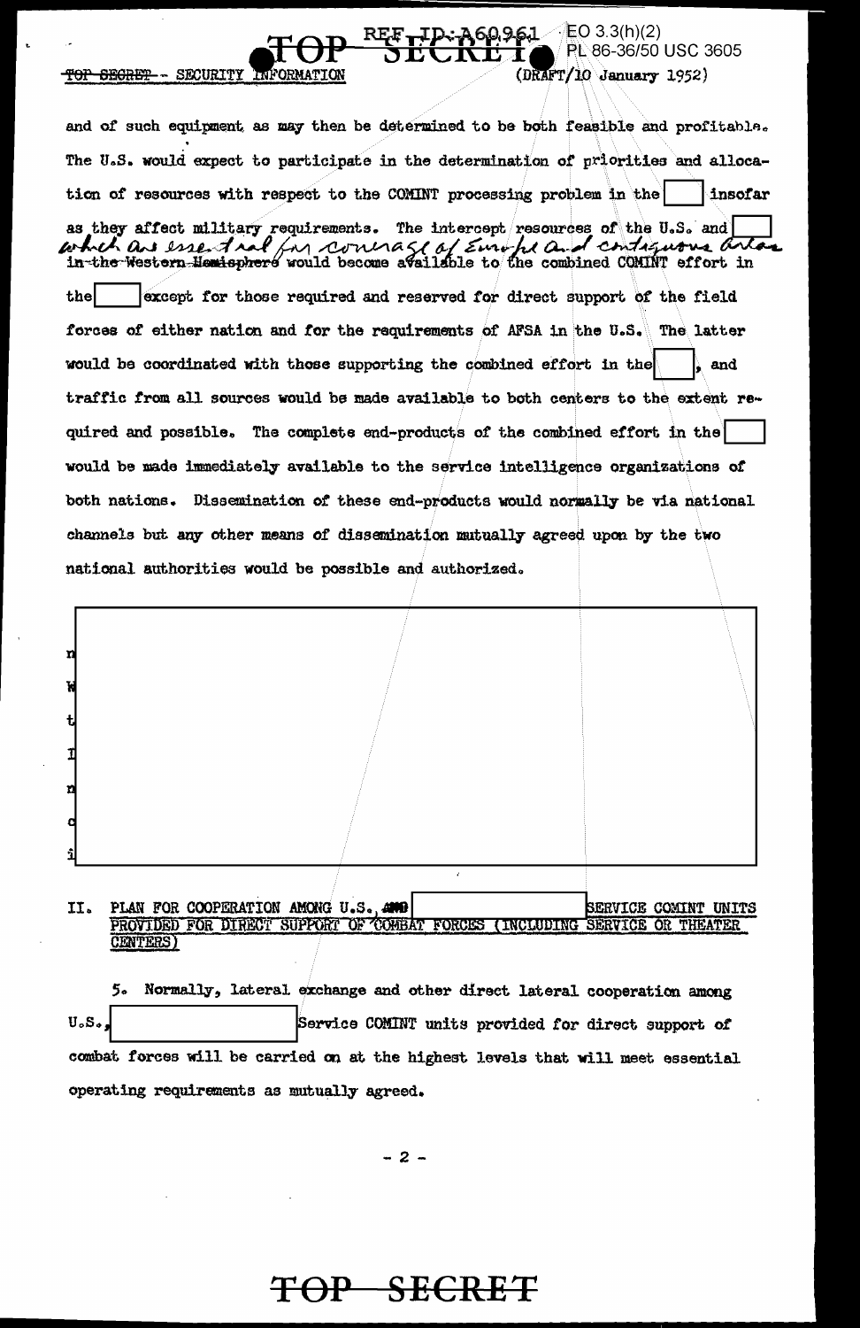and of such equipment as may then be determined to be both feasible and profitable. The U.S. would expect to participate in the determination of priorities and allocation of resources with respect to the COMINT processing problem in the [ ] insofar as they affect military requirements. The intercept resources of the U.S. and [ ] ~~in the Western Hemisphere~~ which are essential for coverage of Europe and contiguous areas would become available to the combined COMINT effort in the [ ] except for those required and reserved for direct support of the field forces of either nation and for the requirements of AFSA in the U.S. The latter would be coordinated with those supporting the combined effort in the [ ], and traffic from all sources would be made available to both centers to the extent required and possible. The complete end-products of the combined effort in the [ ] would be made immediately available to the service intelligence organizations of both nations. Dissemination of these end-products would normally be via national channels but any other means of dissemination mutually agreed upon by the two national authorities would be possible and authorized.

[redacted]

II. PLAN FOR COOPERATION AMONG U.S., ~~AND~~ [ ] SERVICE COMINT UNITS PROVIDED FOR DIRECT SUPPORT OF COMBAT FORCES (INCLUDING SERVICE OR THEATER CENTERS)

5. Normally, lateral exchange and other direct lateral cooperation among U.S., [ ] Service COMINT units provided for direct support of combat forces will be carried on at the highest levels that will meet essential operating requirements as mutually agreed.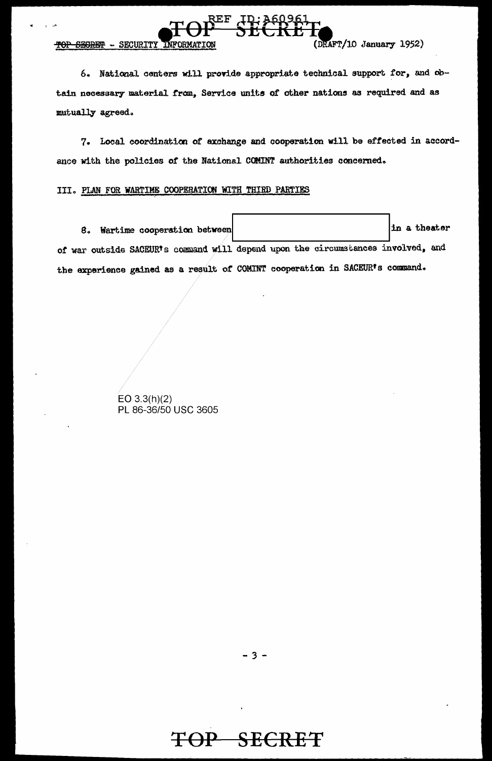6. National centers will provide appropriate technical support for, and obtain necessary material from, Service units of other nations as required and as mutually agreed.

7. Local coordination of exchange and cooperation will be effected in accordance with the policies of the National COMINT authorities concerned.

III. PLAN FOR WARTIME COOPERATION WITH THIRD PARTIES

8. Wartime cooperation between [redacted] in a theater of war outside SACEUR's command will depend upon the circumstances involved, and the experience gained as a result of COMINT cooperation in SACEUR's command.

EO 3.3(h)(2)
PL 86-36/50 USC 3605